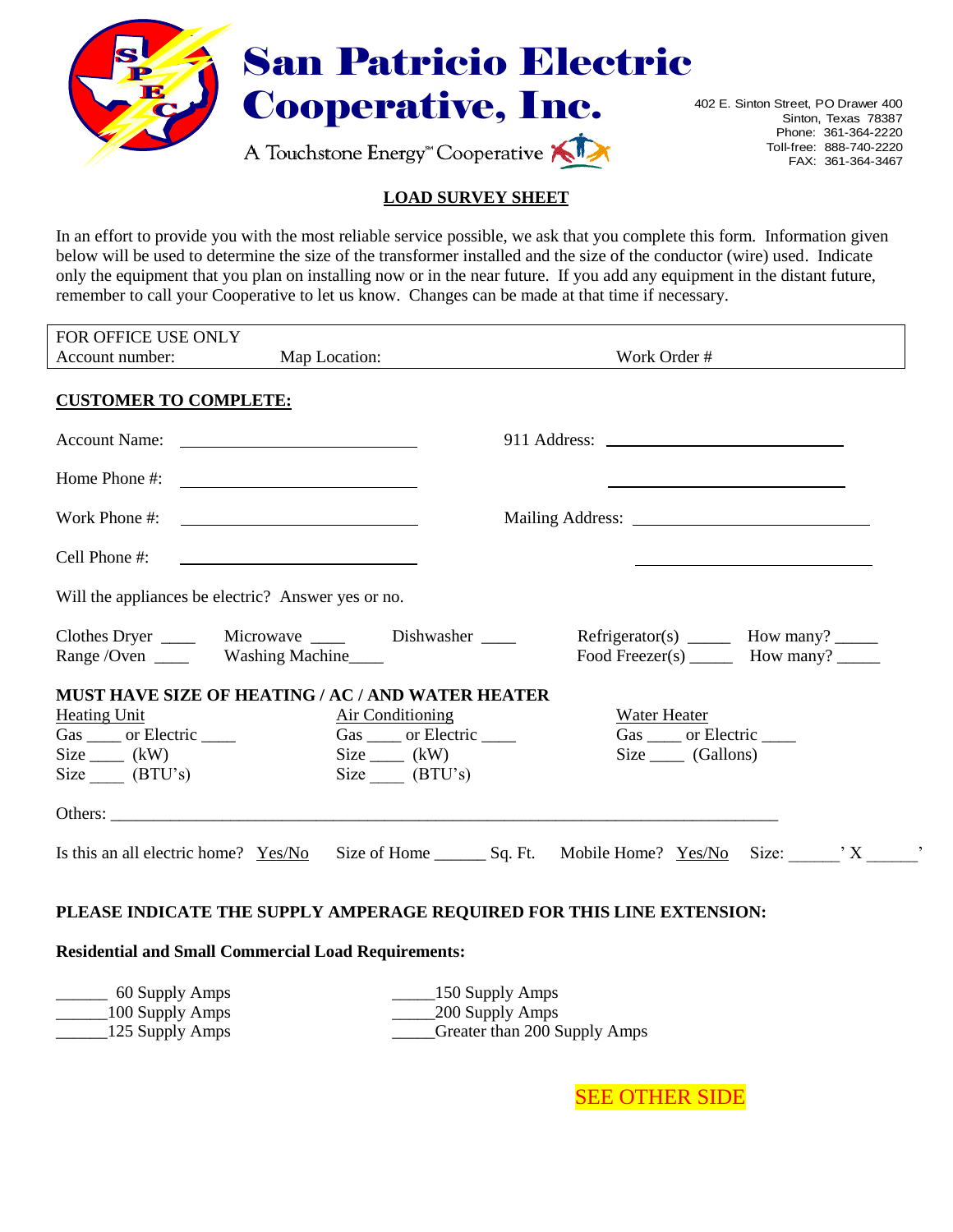# San Patricio Electric Cooperative, Inc.

A Touchstone Energy℠ Cooperative

402 E. Sinton Street, PO Drawer 400
Sinton, Texas 78387
Phone: 361-364-2220
Toll-free: 888-740-2220
FAX: 361-364-3467

## LOAD SURVEY SHEET

In an effort to provide you with the most reliable service possible, we ask that you complete this form. Information given below will be used to determine the size of the transformer installed and the size of the conductor (wire) used. Indicate only the equipment that you plan on installing now or in the near future. If you add any equipment in the distant future, remember to call your Cooperative to let us know. Changes can be made at that time if necessary.

| FOR OFFICE USE ONLY | | |
|---|---|---|
| Account number: | Map Location: | Work Order # |

**CUSTOMER TO COMPLETE:**

Account Name: ____________________ 911 Address: ____________________

Home Phone #: ____________________ ____________________

Work Phone #: ____________________ Mailing Address: ____________________

Cell Phone #: ____________________ ____________________

Will the appliances be electric? Answer yes or no.

Clothes Dryer ____ Microwave ____ Dishwasher ____ Refrigerator(s) _____ How many? _____
Range /Oven ____ Washing Machine____ Food Freezer(s) _____ How many? _____

**MUST HAVE SIZE OF HEATING / AC / AND WATER HEATER**

| Heating Unit | Air Conditioning | Water Heater |
|---|---|---|
| Gas ____ or Electric ____ | Gas ____ or Electric ____ | Gas ____ or Electric ____ |
| Size ____ (kW) | Size ____ (kW) | Size ____ (Gallons) |
| Size ____ (BTU's) | Size ____ (BTU's) | |

Others: ____________________________________________________________

Is this an all electric home? Yes/No Size of Home ______ Sq. Ft. Mobile Home? Yes/No Size: ______' X ______'

**PLEASE INDICATE THE SUPPLY AMPERAGE REQUIRED FOR THIS LINE EXTENSION:**

**Residential and Small Commercial Load Requirements:**

______ 60 Supply Amps
______100 Supply Amps
______125 Supply Amps
_____150 Supply Amps
_____200 Supply Amps
_____Greater than 200 Supply Amps

SEE OTHER SIDE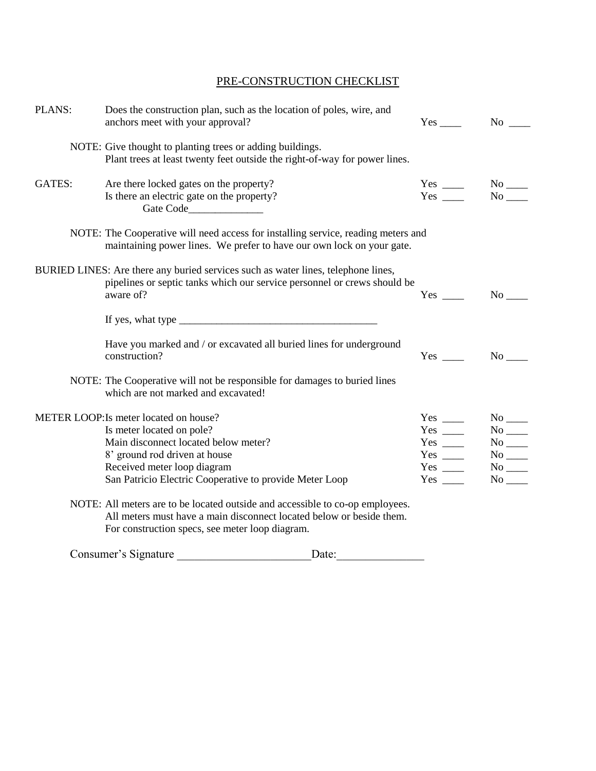# PRE-CONSTRUCTION CHECKLIST

| | | | |
|---|---|---|---|
| PLANS: | Does the construction plan, such as the location of poles, wire, and anchors meet with your approval? | Yes ____ | No ____ |

NOTE: Give thought to planting trees or adding buildings.
Plant trees at least twenty feet outside the right-of-way for power lines.

| | | | |
|---|---|---|---|
| GATES: | Are there locked gates on the property? | Yes ____ | No ____ |
| | Is there an electric gate on the property? | Yes ____ | No ____ |
| | Gate Code______________ | | |

NOTE: The Cooperative will need access for installing service, reading meters and maintaining power lines. We prefer to have our own lock on your gate.

| | | | |
|---|---|---|---|
| BURIED LINES: | Are there any buried services such as water lines, telephone lines, pipelines or septic tanks which our service personnel or crews should be aware of? | Yes ____ | No ____ |
| | If yes, what type _____________________________________ | | |
| | Have you marked and / or excavated all buried lines for underground construction? | Yes ____ | No ____ |

NOTE: The Cooperative will not be responsible for damages to buried lines which are not marked and excavated!

| | | | |
|---|---|---|---|
| METER LOOP: | Is meter located on house? | Yes ____ | No ____ |
| | Is meter located on pole? | Yes ____ | No ____ |
| | Main disconnect located below meter? | Yes ____ | No ____ |
| | 8' ground rod driven at house | Yes ____ | No ____ |
| | Received meter loop diagram | Yes ____ | No ____ |
| | San Patricio Electric Cooperative to provide Meter Loop | Yes ____ | No ____ |

NOTE: All meters are to be located outside and accessible to co-op employees.
All meters must have a main disconnect located below or beside them.
For construction specs, see meter loop diagram.

Consumer's Signature _______________________ Date:_______________